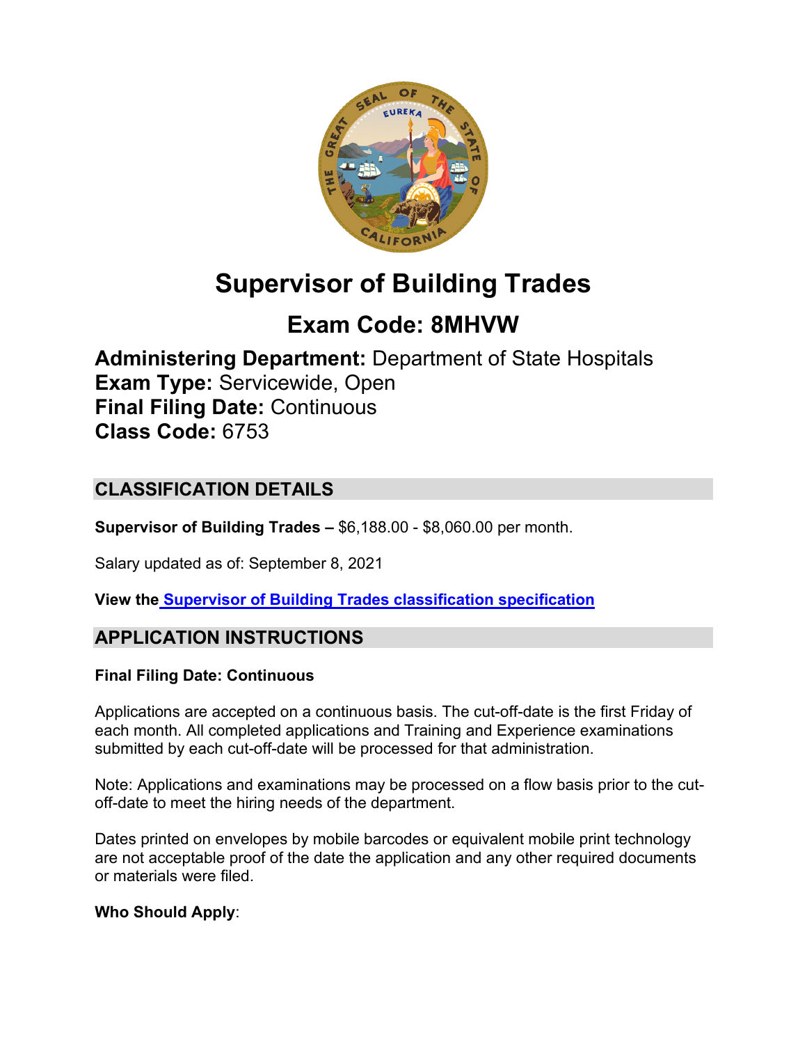# Supervisor of Building Trades

## Exam Code: 8MHVW

**Administering Department:** Department of State Hospitals
**Exam Type:** Servicewide, Open
**Final Filing Date:** Continuous
**Class Code:** 6753

## CLASSIFICATION DETAILS

**Supervisor of Building Trades –** $6,188.00 - $8,060.00 per month.

Salary updated as of: September 8, 2021

**View the [Supervisor of Building Trades classification specification](#)**

## APPLICATION INSTRUCTIONS

**Final Filing Date: Continuous**

Applications are accepted on a continuous basis. The cut-off-date is the first Friday of each month. All completed applications and Training and Experience examinations submitted by each cut-off-date will be processed for that administration.

Note: Applications and examinations may be processed on a flow basis prior to the cut-off-date to meet the hiring needs of the department.

Dates printed on envelopes by mobile barcodes or equivalent mobile print technology are not acceptable proof of the date the application and any other required documents or materials were filed.

**Who Should Apply**: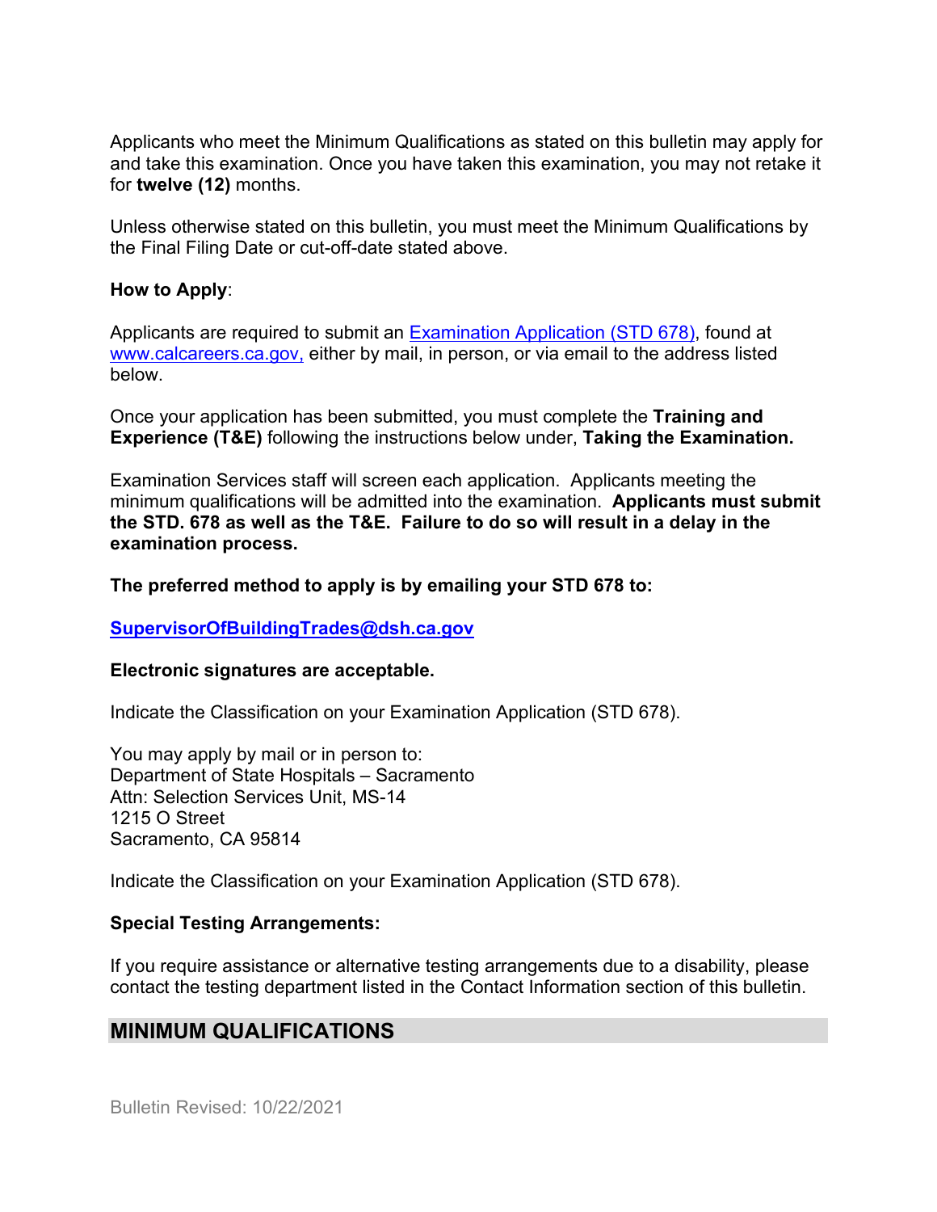Applicants who meet the Minimum Qualifications as stated on this bulletin may apply for and take this examination. Once you have taken this examination, you may not retake it for **twelve (12)** months.

Unless otherwise stated on this bulletin, you must meet the Minimum Qualifications by the Final Filing Date or cut-off-date stated above.

**How to Apply**:

Applicants are required to submit an [Examination Application (STD 678)](), found at [www.calcareers.ca.gov,]() either by mail, in person, or via email to the address listed below.

Once your application has been submitted, you must complete the **Training and Experience (T&E)** following the instructions below under, **Taking the Examination.**

Examination Services staff will screen each application. Applicants meeting the minimum qualifications will be admitted into the examination. **Applicants must submit the STD. 678 as well as the T&E. Failure to do so will result in a delay in the examination process.**

**The preferred method to apply is by emailing your STD 678 to:**

**[SupervisorOfBuildingTrades@dsh.ca.gov]()**

**Electronic signatures are acceptable.**

Indicate the Classification on your Examination Application (STD 678).

You may apply by mail or in person to:
Department of State Hospitals – Sacramento
Attn: Selection Services Unit, MS-14
1215 O Street
Sacramento, CA 95814

Indicate the Classification on your Examination Application (STD 678).

**Special Testing Arrangements:**

If you require assistance or alternative testing arrangements due to a disability, please contact the testing department listed in the Contact Information section of this bulletin.

## MINIMUM QUALIFICATIONS

Bulletin Revised: 10/22/2021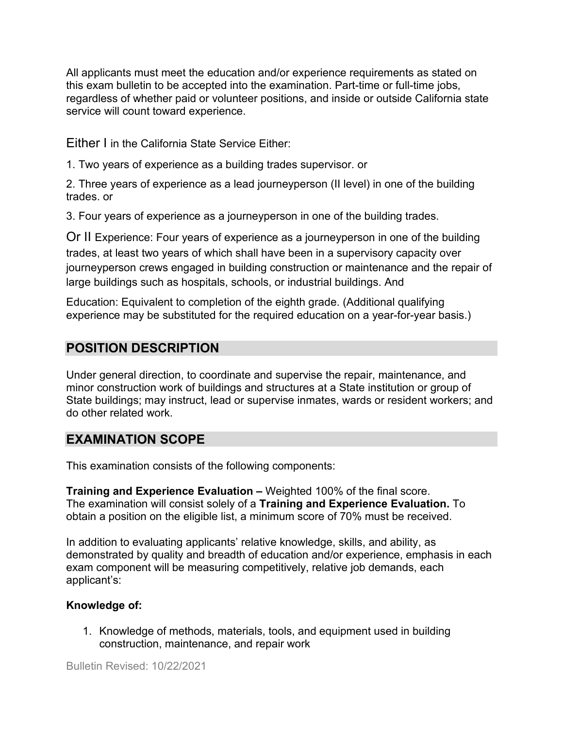All applicants must meet the education and/or experience requirements as stated on this exam bulletin to be accepted into the examination. Part-time or full-time jobs, regardless of whether paid or volunteer positions, and inside or outside California state service will count toward experience.

Either I in the California State Service Either:

1. Two years of experience as a building trades supervisor. or

2. Three years of experience as a lead journeyperson (II level) in one of the building trades. or

3. Four years of experience as a journeyperson in one of the building trades.

Or II Experience: Four years of experience as a journeyperson in one of the building trades, at least two years of which shall have been in a supervisory capacity over journeyperson crews engaged in building construction or maintenance and the repair of large buildings such as hospitals, schools, or industrial buildings. And

Education: Equivalent to completion of the eighth grade. (Additional qualifying experience may be substituted for the required education on a year-for-year basis.)

## POSITION DESCRIPTION

Under general direction, to coordinate and supervise the repair, maintenance, and minor construction work of buildings and structures at a State institution or group of State buildings; may instruct, lead or supervise inmates, wards or resident workers; and do other related work.

## EXAMINATION SCOPE

This examination consists of the following components:

**Training and Experience Evaluation –** Weighted 100% of the final score.
The examination will consist solely of a **Training and Experience Evaluation.** To obtain a position on the eligible list, a minimum score of 70% must be received.

In addition to evaluating applicants' relative knowledge, skills, and ability, as demonstrated by quality and breadth of education and/or experience, emphasis in each exam component will be measuring competitively, relative job demands, each applicant's:

**Knowledge of:**

1. Knowledge of methods, materials, tools, and equipment used in building construction, maintenance, and repair work

Bulletin Revised: 10/22/2021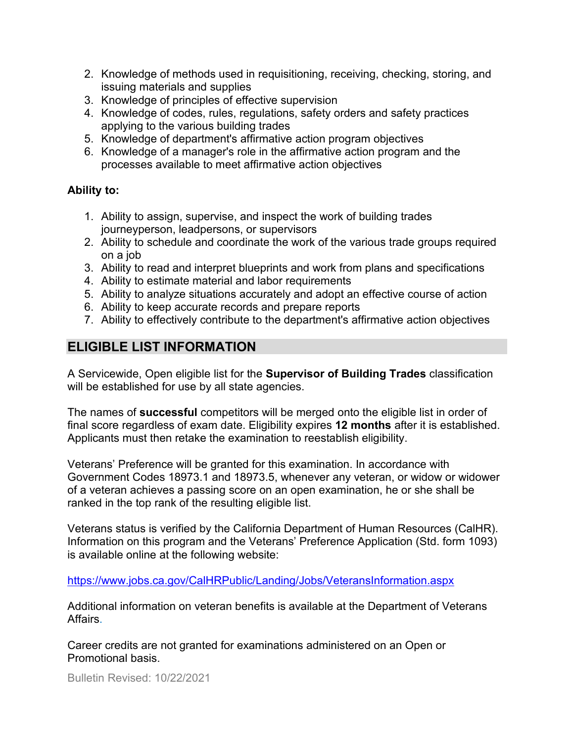2. Knowledge of methods used in requisitioning, receiving, checking, storing, and issuing materials and supplies
3. Knowledge of principles of effective supervision
4. Knowledge of codes, rules, regulations, safety orders and safety practices applying to the various building trades
5. Knowledge of department's affirmative action program objectives
6. Knowledge of a manager's role in the affirmative action program and the processes available to meet affirmative action objectives

**Ability to:**

1. Ability to assign, supervise, and inspect the work of building trades journeyperson, leadpersons, or supervisors
2. Ability to schedule and coordinate the work of the various trade groups required on a job
3. Ability to read and interpret blueprints and work from plans and specifications
4. Ability to estimate material and labor requirements
5. Ability to analyze situations accurately and adopt an effective course of action
6. Ability to keep accurate records and prepare reports
7. Ability to effectively contribute to the department's affirmative action objectives

## ELIGIBLE LIST INFORMATION

A Servicewide, Open eligible list for the **Supervisor of Building Trades** classification will be established for use by all state agencies.

The names of **successful** competitors will be merged onto the eligible list in order of final score regardless of exam date. Eligibility expires **12 months** after it is established. Applicants must then retake the examination to reestablish eligibility.

Veterans' Preference will be granted for this examination. In accordance with Government Codes 18973.1 and 18973.5, whenever any veteran, or widow or widower of a veteran achieves a passing score on an open examination, he or she shall be ranked in the top rank of the resulting eligible list.

Veterans status is verified by the California Department of Human Resources (CalHR). Information on this program and the Veterans' Preference Application (Std. form 1093) is available online at the following website:

https://www.jobs.ca.gov/CalHRPublic/Landing/Jobs/VeteransInformation.aspx

Additional information on veteran benefits is available at the Department of Veterans Affairs.

Career credits are not granted for examinations administered on an Open or Promotional basis.

Bulletin Revised: 10/22/2021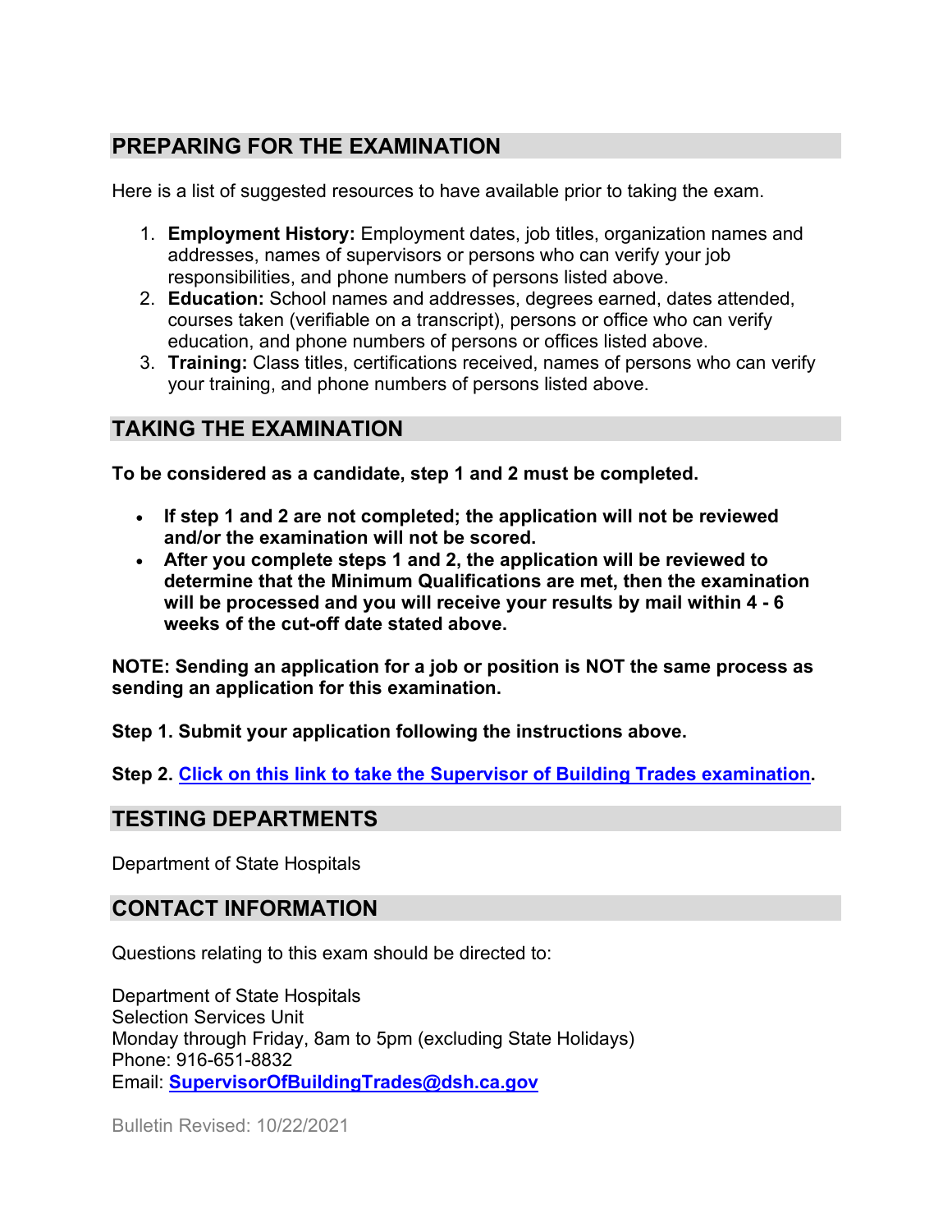## PREPARING FOR THE EXAMINATION

Here is a list of suggested resources to have available prior to taking the exam.

1. **Employment History:** Employment dates, job titles, organization names and addresses, names of supervisors or persons who can verify your job responsibilities, and phone numbers of persons listed above.
2. **Education:** School names and addresses, degrees earned, dates attended, courses taken (verifiable on a transcript), persons or office who can verify education, and phone numbers of persons or offices listed above.
3. **Training:** Class titles, certifications received, names of persons who can verify your training, and phone numbers of persons listed above.

## TAKING THE EXAMINATION

**To be considered as a candidate, step 1 and 2 must be completed.**

- **If step 1 and 2 are not completed; the application will not be reviewed and/or the examination will not be scored.**
- **After you complete steps 1 and 2, the application will be reviewed to determine that the Minimum Qualifications are met, then the examination will be processed and you will receive your results by mail within 4 - 6 weeks of the cut-off date stated above.**

**NOTE: Sending an application for a job or position is NOT the same process as sending an application for this examination.**

**Step 1. Submit your application following the instructions above.**

**Step 2. Click on this link to take the Supervisor of Building Trades examination.**

## TESTING DEPARTMENTS

Department of State Hospitals

## CONTACT INFORMATION

Questions relating to this exam should be directed to:

Department of State Hospitals
Selection Services Unit
Monday through Friday, 8am to 5pm (excluding State Holidays)
Phone: 916-651-8832
Email: **SupervisorOfBuildingTrades@dsh.ca.gov**

Bulletin Revised: 10/22/2021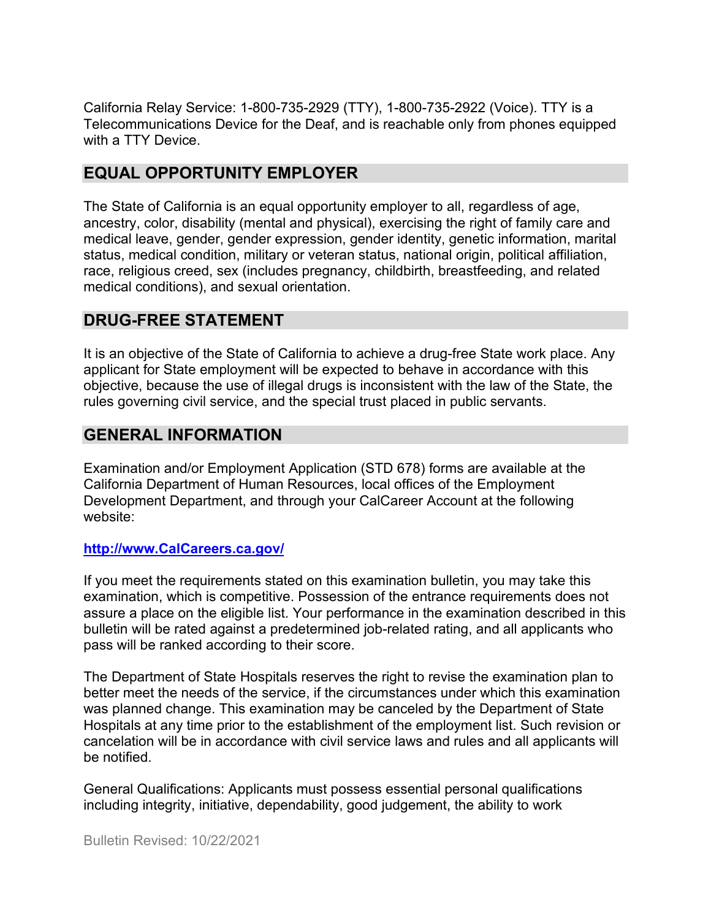California Relay Service: 1-800-735-2929 (TTY), 1-800-735-2922 (Voice). TTY is a Telecommunications Device for the Deaf, and is reachable only from phones equipped with a TTY Device.

## EQUAL OPPORTUNITY EMPLOYER

The State of California is an equal opportunity employer to all, regardless of age, ancestry, color, disability (mental and physical), exercising the right of family care and medical leave, gender, gender expression, gender identity, genetic information, marital status, medical condition, military or veteran status, national origin, political affiliation, race, religious creed, sex (includes pregnancy, childbirth, breastfeeding, and related medical conditions), and sexual orientation.

## DRUG-FREE STATEMENT

It is an objective of the State of California to achieve a drug-free State work place. Any applicant for State employment will be expected to behave in accordance with this objective, because the use of illegal drugs is inconsistent with the law of the State, the rules governing civil service, and the special trust placed in public servants.

## GENERAL INFORMATION

Examination and/or Employment Application (STD 678) forms are available at the California Department of Human Resources, local offices of the Employment Development Department, and through your CalCareer Account at the following website:

**http://www.CalCareers.ca.gov/**

If you meet the requirements stated on this examination bulletin, you may take this examination, which is competitive. Possession of the entrance requirements does not assure a place on the eligible list. Your performance in the examination described in this bulletin will be rated against a predetermined job-related rating, and all applicants who pass will be ranked according to their score.

The Department of State Hospitals reserves the right to revise the examination plan to better meet the needs of the service, if the circumstances under which this examination was planned change. This examination may be canceled by the Department of State Hospitals at any time prior to the establishment of the employment list. Such revision or cancelation will be in accordance with civil service laws and rules and all applicants will be notified.

General Qualifications: Applicants must possess essential personal qualifications including integrity, initiative, dependability, good judgement, the ability to work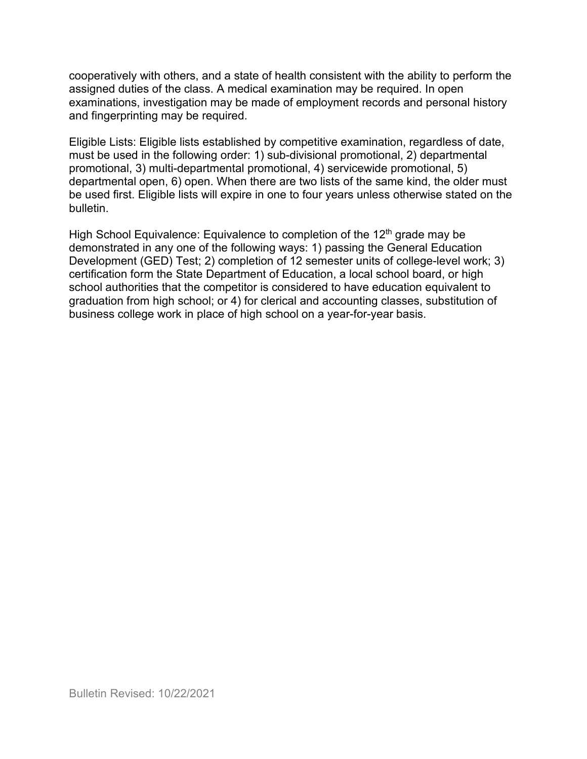cooperatively with others, and a state of health consistent with the ability to perform the assigned duties of the class. A medical examination may be required. In open examinations, investigation may be made of employment records and personal history and fingerprinting may be required.

Eligible Lists: Eligible lists established by competitive examination, regardless of date, must be used in the following order: 1) sub-divisional promotional, 2) departmental promotional, 3) multi-departmental promotional, 4) servicewide promotional, 5) departmental open, 6) open. When there are two lists of the same kind, the older must be used first. Eligible lists will expire in one to four years unless otherwise stated on the bulletin.

High School Equivalence: Equivalence to completion of the 12th grade may be demonstrated in any one of the following ways: 1) passing the General Education Development (GED) Test; 2) completion of 12 semester units of college-level work; 3) certification form the State Department of Education, a local school board, or high school authorities that the competitor is considered to have education equivalent to graduation from high school; or 4) for clerical and accounting classes, substitution of business college work in place of high school on a year-for-year basis.

Bulletin Revised: 10/22/2021